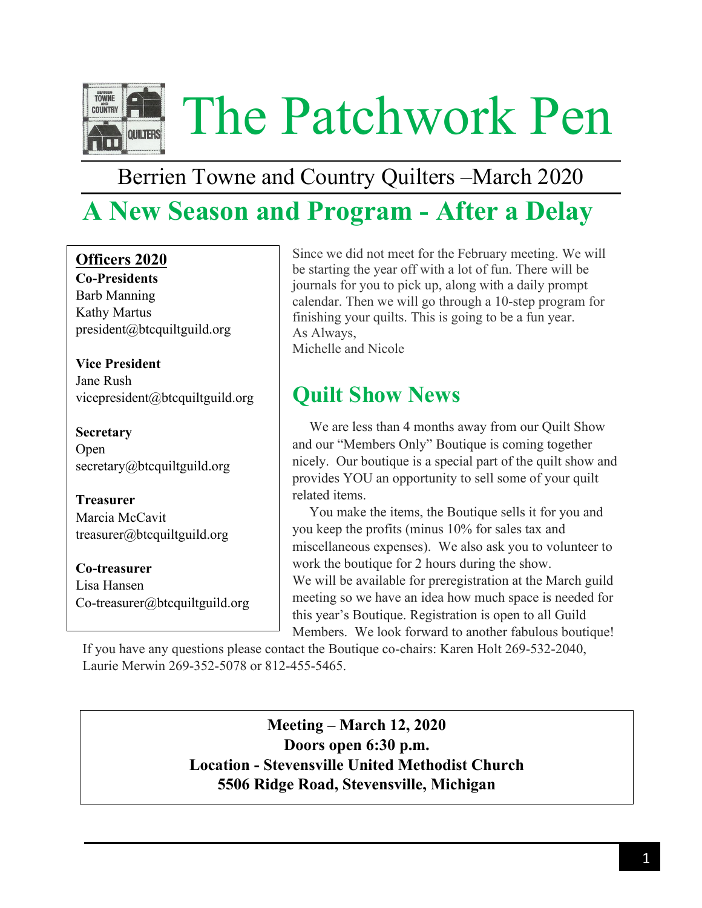# The Patchwork Pen

Berrien Towne and Country Quilters –March 2020

## A New Season and Program - After a Delay

**Officers 2020**

**Co-Presidents**
Barb Manning
Kathy Martus
president@btcquiltguild.org

**Vice President**
Jane Rush
vicepresident@btcquiltguild.org

**Secretary**
Open
secretary@btcquiltguild.org

**Treasurer**
Marcia McCavit
treasurer@btcquiltguild.org

**Co-treasurer**
Lisa Hansen
Co-treasurer@btcquiltguild.org

Since we did not meet for the February meeting. We will be starting the year off with a lot of fun. There will be journals for you to pick up, along with a daily prompt calendar. Then we will go through a 10-step program for finishing your quilts. This is going to be a fun year.
As Always,
Michelle and Nicole

## Quilt Show News

We are less than 4 months away from our Quilt Show and our "Members Only" Boutique is coming together nicely. Our boutique is a special part of the quilt show and provides YOU an opportunity to sell some of your quilt related items.

You make the items, the Boutique sells it for you and you keep the profits (minus 10% for sales tax and miscellaneous expenses). We also ask you to volunteer to work the boutique for 2 hours during the show.
We will be available for preregistration at the March guild meeting so we have an idea how much space is needed for this year's Boutique. Registration is open to all Guild Members. We look forward to another fabulous boutique!
If you have any questions please contact the Boutique co-chairs: Karen Holt 269-532-2040, Laurie Merwin 269-352-5078 or 812-455-5465.

**Meeting – March 12, 2020**
**Doors open 6:30 p.m.**
**Location - Stevensville United Methodist Church**
**5506 Ridge Road, Stevensville, Michigan**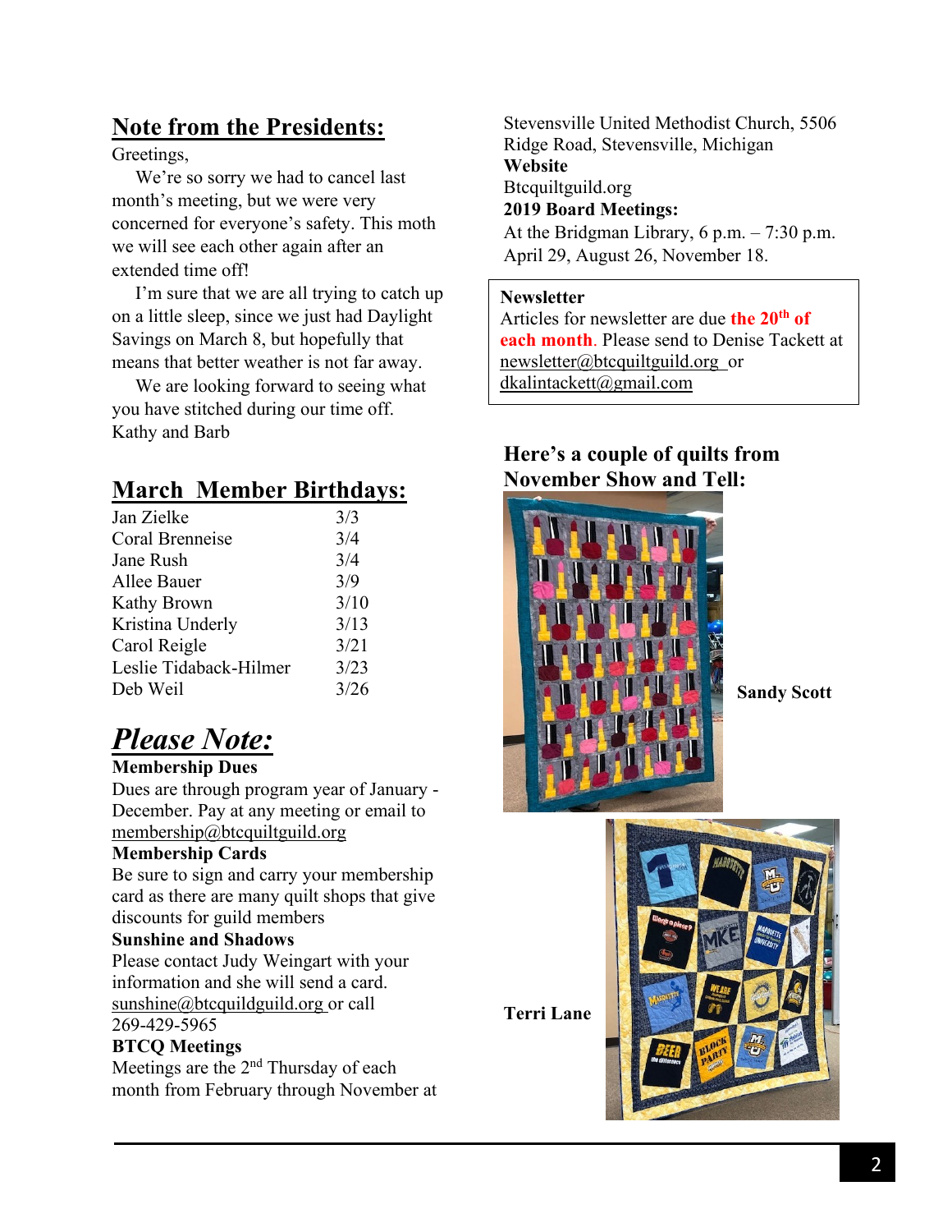## Note from the Presidents:

Greetings,

We're so sorry we had to cancel last month's meeting, but we were very concerned for everyone's safety. This moth we will see each other again after an extended time off!

I'm sure that we are all trying to catch up on a little sleep, since we just had Daylight Savings on March 8, but hopefully that means that better weather is not far away.

We are looking forward to seeing what you have stitched during our time off.

Kathy and Barb

## March Member Birthdays:

| | |
|---|---|
| Jan Zielke | 3/3 |
| Coral Brenneise | 3/4 |
| Jane Rush | 3/4 |
| Allee Bauer | 3/9 |
| Kathy Brown | 3/10 |
| Kristina Underly | 3/13 |
| Carol Reigle | 3/21 |
| Leslie Tidaback-Hilmer | 3/23 |
| Deb Weil | 3/26 |

## *Please Note:*

**Membership Dues**

Dues are through program year of January - December. Pay at any meeting or email to membership@btcquiltguild.org

**Membership Cards**

Be sure to sign and carry your membership card as there are many quilt shops that give discounts for guild members

**Sunshine and Shadows**

Please contact Judy Weingart with your information and she will send a card. sunshine@btcquildguild.org or call 269-429-5965

**BTCQ Meetings**

Meetings are the 2nd Thursday of each month from February through November at Stevensville United Methodist Church, 5506 Ridge Road, Stevensville, Michigan

**Website**

Btcquiltguild.org

**2019 Board Meetings:**

At the Bridgman Library, 6 p.m. – 7:30 p.m.
April 29, August 26, November 18.

**Newsletter**

Articles for newsletter are due **the 20th of each month**. Please send to Denise Tackett at newsletter@btcquiltguild.org or dkalintackett@gmail.com

### Here's a couple of quilts from November Show and Tell:

**Sandy Scott**

**Terri Lane**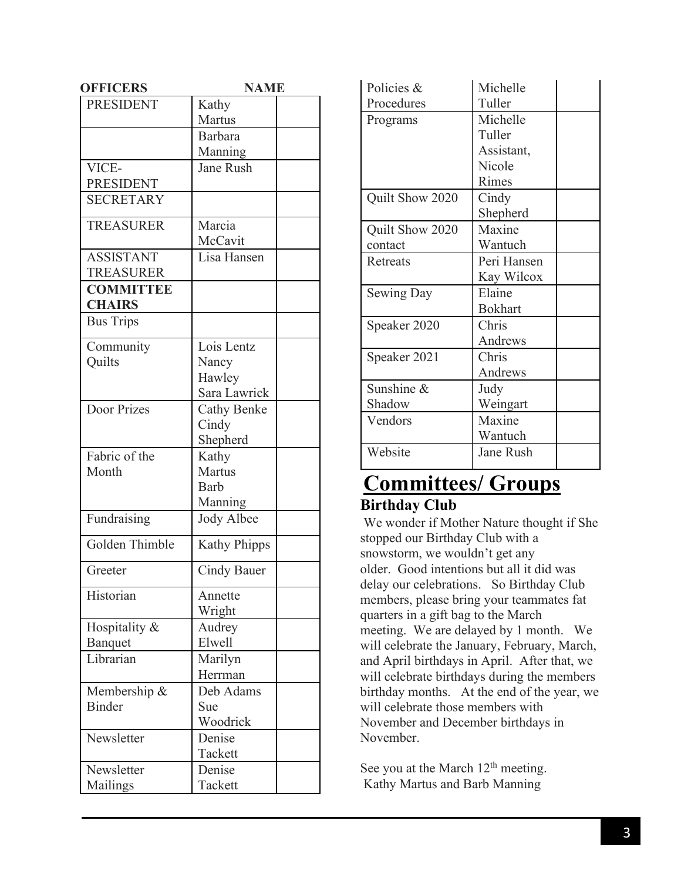| OFFICERS | NAME | |
|---|---|---|
| PRESIDENT | Kathy Martus | |
| | Barbara Manning | |
| VICE-PRESIDENT | Jane Rush | |
| SECRETARY | | |
| TREASURER | Marcia McCavit | |
| ASSISTANT TREASURER | Lisa Hansen | |
| **COMMITTEE CHAIRS** | | |
| Bus Trips | | |
| Community Quilts | Lois Lentz Nancy Hawley Sara Lawrick | |
| Door Prizes | Cathy Benke Cindy Shepherd | |
| Fabric of the Month | Kathy Martus Barb Manning | |
| Fundraising | Jody Albee | |
| Golden Thimble | Kathy Phipps | |
| Greeter | Cindy Bauer | |
| Historian | Annette Wright | |
| Hospitality & Banquet | Audrey Elwell | |
| Librarian | Marilyn Herrman | |
| Membership & Binder | Deb Adams Sue Woodrick | |
| Newsletter | Denise Tackett | |
| Newsletter Mailings | Denise Tackett | |
| Policies & Procedures | Michelle Tuller | |
| Programs | Michelle Tuller Assistant, Nicole Rimes | |
| Quilt Show 2020 | Cindy Shepherd | |
| Quilt Show 2020 contact | Maxine Wantuch | |
| Retreats | Peri Hansen Kay Wilcox | |
| Sewing Day | Elaine Bokhart | |
| Speaker 2020 | Chris Andrews | |
| Speaker 2021 | Chris Andrews | |
| Sunshine & Shadow | Judy Weingart | |
| Vendors | Maxine Wantuch | |
| Website | Jane Rush | |

# Committees/ Groups

### Birthday Club

We wonder if Mother Nature thought if She stopped our Birthday Club with a snowstorm, we wouldn't get any older. Good intentions but all it did was delay our celebrations. So Birthday Club members, please bring your teammates fat quarters in a gift bag to the March meeting. We are delayed by 1 month. We will celebrate the January, February, March, and April birthdays in April. After that, we will celebrate birthdays during the members birthday months. At the end of the year, we will celebrate those members with November and December birthdays in November.

See you at the March 12th meeting.
Kathy Martus and Barb Manning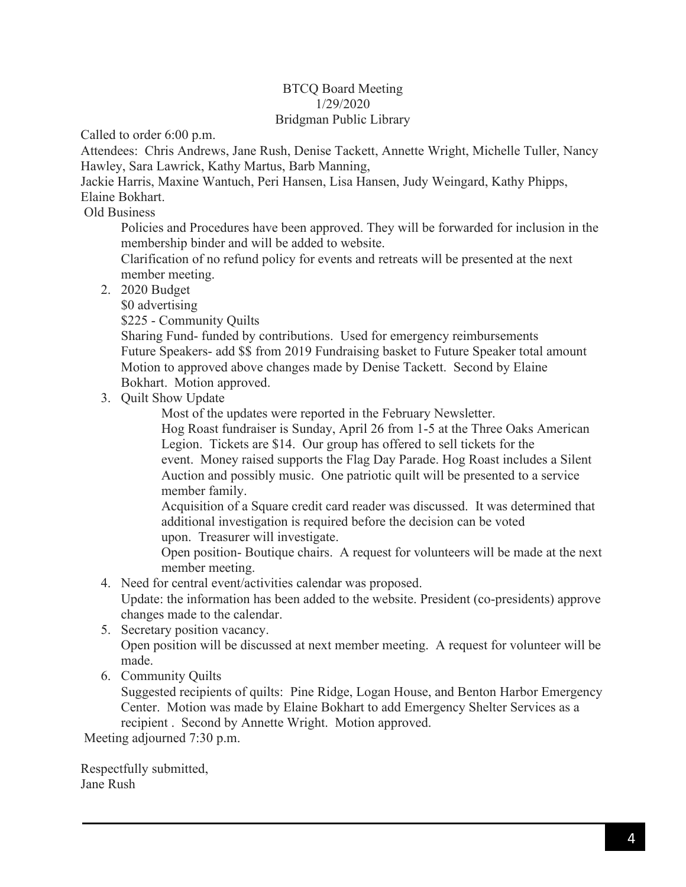BTCQ Board Meeting
1/29/2020
Bridgman Public Library

Called to order 6:00 p.m.

Attendees: Chris Andrews, Jane Rush, Denise Tackett, Annette Wright, Michelle Tuller, Nancy Hawley, Sara Lawrick, Kathy Martus, Barb Manning, Jackie Harris, Maxine Wantuch, Peri Hansen, Lisa Hansen, Judy Weingard, Kathy Phipps, Elaine Bokhart.

Old Business

Policies and Procedures have been approved. They will be forwarded for inclusion in the membership binder and will be added to website.

Clarification of no refund policy for events and retreats will be presented at the next member meeting.

2. 2020 Budget

   $0 advertising

   $225 - Community Quilts

   Sharing Fund- funded by contributions. Used for emergency reimbursements

   Future Speakers- add $$ from 2019 Fundraising basket to Future Speaker total amount

   Motion to approved above changes made by Denise Tackett. Second by Elaine Bokhart. Motion approved.

3. Quilt Show Update

   Most of the updates were reported in the February Newsletter.

   Hog Roast fundraiser is Sunday, April 26 from 1-5 at the Three Oaks American Legion. Tickets are $14. Our group has offered to sell tickets for the event. Money raised supports the Flag Day Parade. Hog Roast includes a Silent Auction and possibly music. One patriotic quilt will be presented to a service member family.

   Acquisition of a Square credit card reader was discussed. It was determined that additional investigation is required before the decision can be voted upon. Treasurer will investigate.

   Open position- Boutique chairs. A request for volunteers will be made at the next member meeting.

4. Need for central event/activities calendar was proposed.

   Update: the information has been added to the website. President (co-presidents) approve changes made to the calendar.

5. Secretary position vacancy.

   Open position will be discussed at next member meeting. A request for volunteer will be made.

6. Community Quilts

   Suggested recipients of quilts: Pine Ridge, Logan House, and Benton Harbor Emergency Center. Motion was made by Elaine Bokhart to add Emergency Shelter Services as a recipient . Second by Annette Wright. Motion approved.

Meeting adjourned 7:30 p.m.

Respectfully submitted,
Jane Rush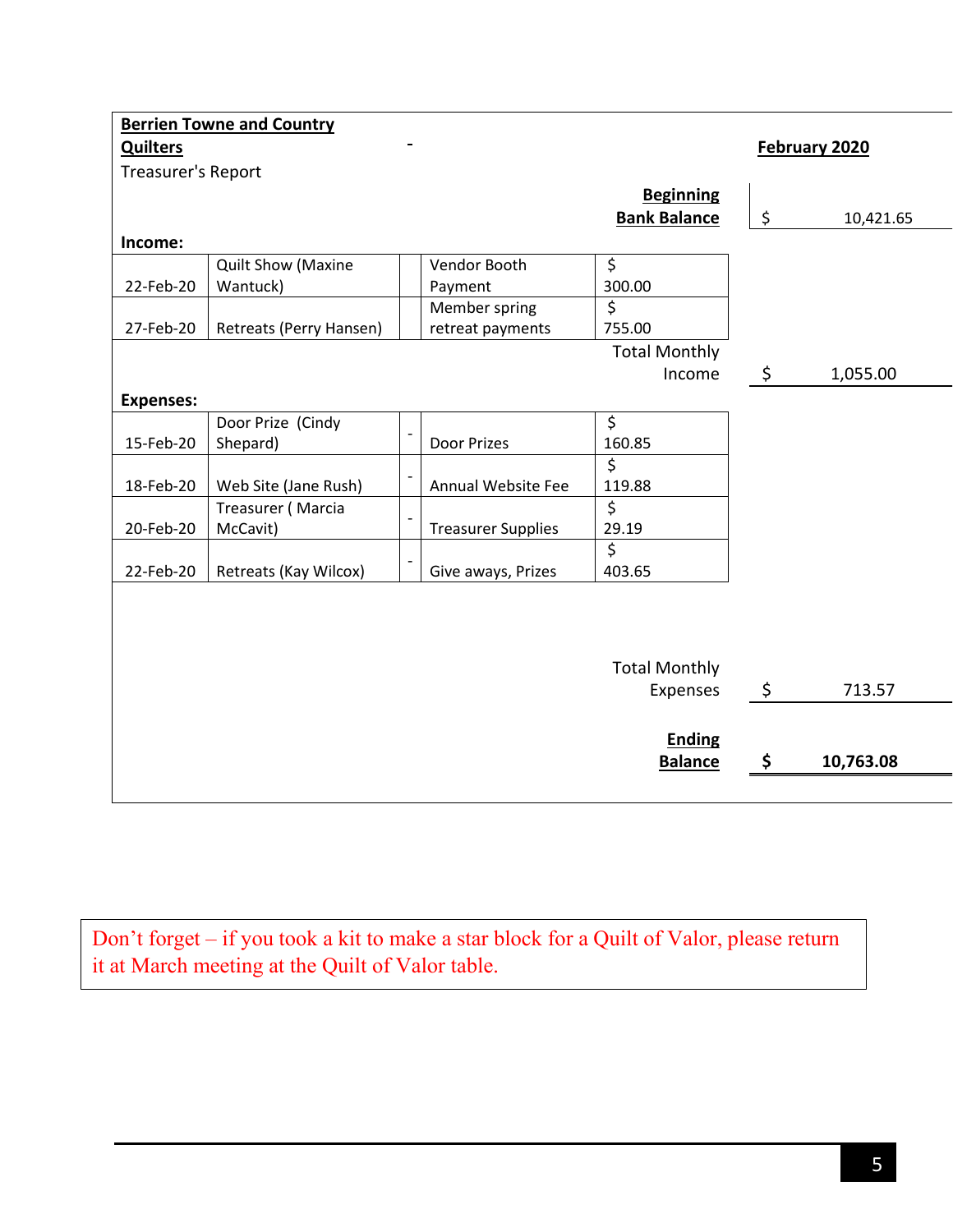**Berrien Towne and Country Quilters**

Treasurer's Report

**February 2020**

| | | | | | |
|---|---|---|---|---|---|
| | | | | **Beginning Bank Balance** | $ 10,421.65 |
| **Income:** | | | | | |
| 22-Feb-20 | Quilt Show (Maxine Wantuck) | | Vendor Booth Payment | $ 300.00 | |
| 27-Feb-20 | Retreats (Perry Hansen) | | Member spring retreat payments | $ 755.00 | |
| | | | | Total Monthly Income | $ 1,055.00 |
| **Expenses:** | | | | | |
| 15-Feb-20 | Door Prize (Cindy Shepard) | - | Door Prizes | $ 160.85 | |
| 18-Feb-20 | Web Site (Jane Rush) | - | Annual Website Fee | $ 119.88 | |
| 20-Feb-20 | Treasurer ( Marcia McCavit) | - | Treasurer Supplies | $ 29.19 | |
| 22-Feb-20 | Retreats (Kay Wilcox) | - | Give aways, Prizes | $ 403.65 | |
| | | | | Total Monthly Expenses | $ 713.57 |
| | | | | **Ending Balance** | **$ 10,763.08** |

Don't forget – if you took a kit to make a star block for a Quilt of Valor, please return it at March meeting at the Quilt of Valor table.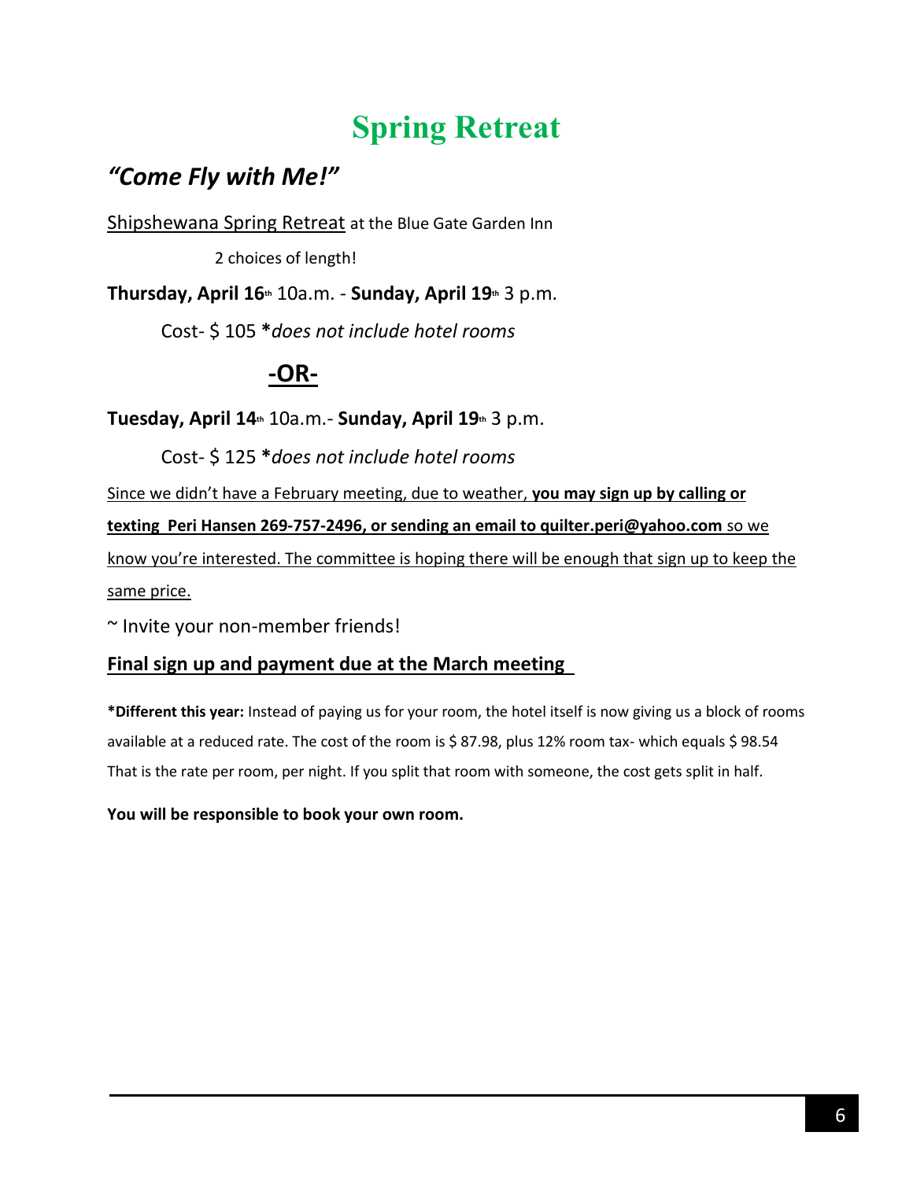# Spring Retreat

## *"Come Fly with Me!"*

Shipshewana Spring Retreat at the Blue Gate Garden Inn

2 choices of length!

**Thursday, April 16th** 10a.m. - **Sunday, April 19th** 3 p.m.

Cost- $ 105 ***does not include hotel rooms***

**-OR-**

**Tuesday, April 14th** 10a.m.- **Sunday, April 19th** 3 p.m.

Cost- $ 125 ***does not include hotel rooms***

Since we didn't have a February meeting, due to weather, **you may sign up by calling or texting Peri Hansen 269-757-2496, or sending an email to quilter.peri@yahoo.com** so we know you're interested. The committee is hoping there will be enough that sign up to keep the same price.

~ Invite your non-member friends!

**Final sign up and payment due at the March meeting**

***Different this year:** Instead of paying us for your room, the hotel itself is now giving us a block of rooms available at a reduced rate. The cost of the room is $ 87.98, plus 12% room tax- which equals $ 98.54 That is the rate per room, per night. If you split that room with someone, the cost gets split in half.

**You will be responsible to book your own room.**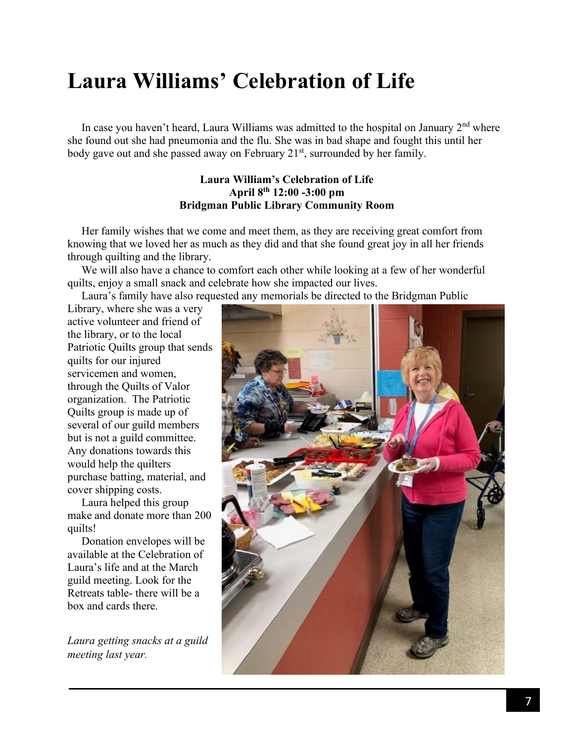# Laura Williams' Celebration of Life

In case you haven't heard, Laura Williams was admitted to the hospital on January 2nd where she found out she had pneumonia and the flu. She was in bad shape and fought this until her body gave out and she passed away on February 21st, surrounded by her family.

**Laura William's Celebration of Life**
**April 8th 12:00 -3:00 pm**
**Bridgman Public Library Community Room**

Her family wishes that we come and meet them, as they are receiving great comfort from knowing that we loved her as much as they did and that she found great joy in all her friends through quilting and the library.

We will also have a chance to comfort each other while looking at a few of her wonderful quilts, enjoy a small snack and celebrate how she impacted our lives.

Laura's family have also requested any memorials be directed to the Bridgman Public Library, where she was a very active volunteer and friend of the library, or to the local Patriotic Quilts group that sends quilts for our injured servicemen and women, through the Quilts of Valor organization. The Patriotic Quilts group is made up of several of our guild members but is not a guild committee. Any donations towards this would help the quilters purchase batting, material, and cover shipping costs.

Laura helped this group make and donate more than 200 quilts!

Donation envelopes will be available at the Celebration of Laura's life and at the March guild meeting. Look for the Retreats table- there will be a box and cards there.

*Laura getting snacks at a guild meeting last year.*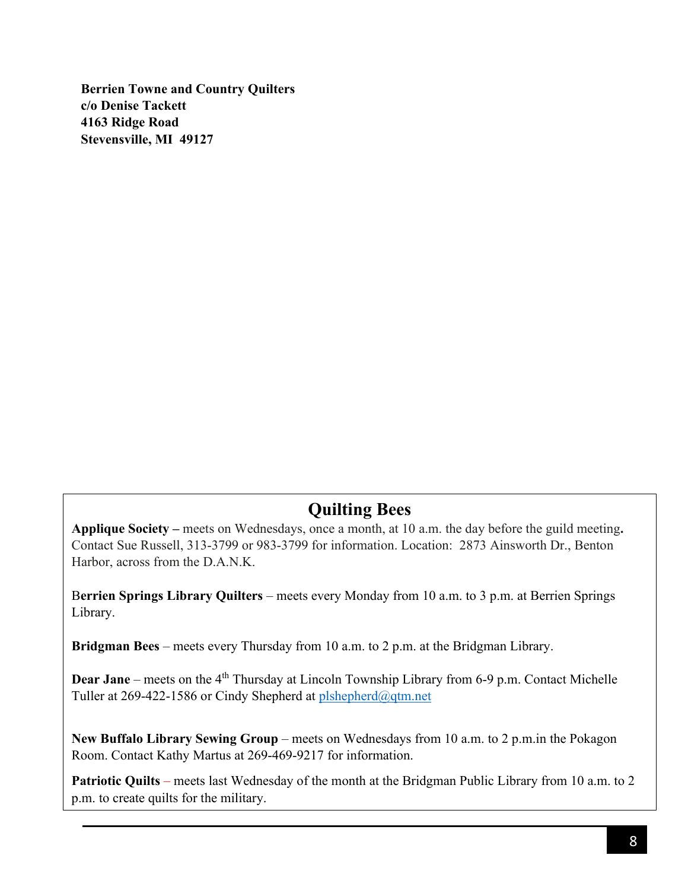**Berrien Towne and Country Quilters**
**c/o Denise Tackett**
**4163 Ridge Road**
**Stevensville, MI 49127**

## Quilting Bees

**Applique Society –** meets on Wednesdays, once a month, at 10 a.m. the day before the guild meeting**.** Contact Sue Russell, 313-3799 or 983-3799 for information. Location: 2873 Ainsworth Dr., Benton Harbor, across from the D.A.N.K.

B**errien Springs Library Quilters** – meets every Monday from 10 a.m. to 3 p.m. at Berrien Springs Library.

**Bridgman Bees** – meets every Thursday from 10 a.m. to 2 p.m. at the Bridgman Library.

**Dear Jane** – meets on the 4th Thursday at Lincoln Township Library from 6-9 p.m. Contact Michelle Tuller at 269-422-1586 or Cindy Shepherd at plshepherd@qtm.net

**New Buffalo Library Sewing Group** – meets on Wednesdays from 10 a.m. to 2 p.m.in the Pokagon Room. Contact Kathy Martus at 269-469-9217 for information.

**Patriotic Quilts** – meets last Wednesday of the month at the Bridgman Public Library from 10 a.m. to 2 p.m. to create quilts for the military.